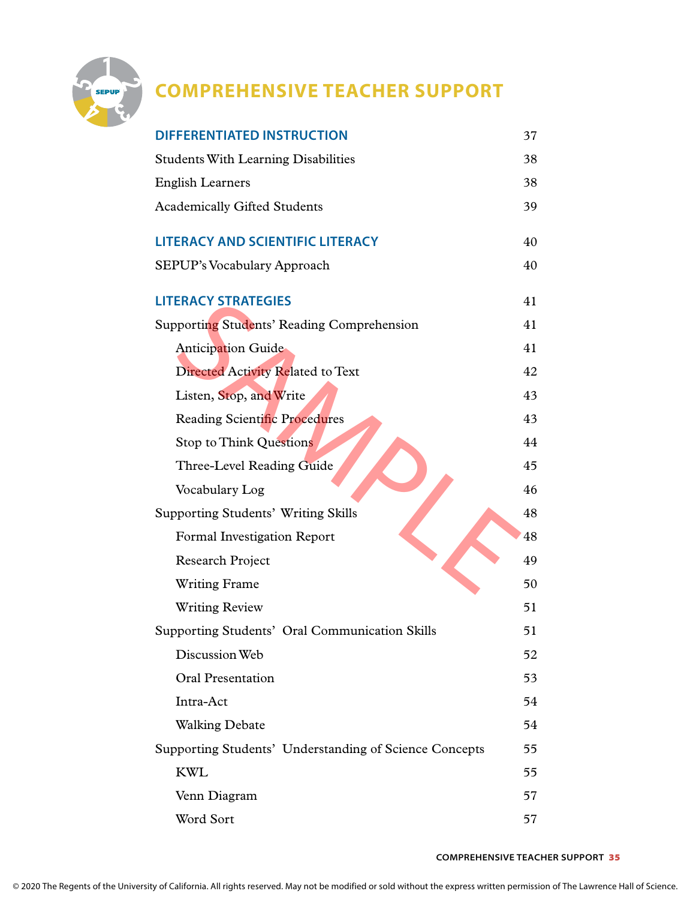# COMPREHENSIVE TEACHER SUPPORT

| | |
|---|---|
| **DIFFERENTIATED INSTRUCTION** | 37 |
| Students With Learning Disabilities | 38 |
| English Learners | 38 |
| Academically Gifted Students | 39 |
| **LITERACY AND SCIENTIFIC LITERACY** | 40 |
| SEPUP's Vocabulary Approach | 40 |
| **LITERACY STRATEGIES** | 41 |
| Supporting Students' Reading Comprehension | 41 |
| Anticipation Guide | 41 |
| Directed Activity Related to Text | 42 |
| Listen, Stop, and Write | 43 |
| Reading Scientific Procedures | 43 |
| Stop to Think Questions | 44 |
| Three-Level Reading Guide | 45 |
| Vocabulary Log | 46 |
| Supporting Students' Writing Skills | 48 |
| Formal Investigation Report | 48 |
| Research Project | 49 |
| Writing Frame | 50 |
| Writing Review | 51 |
| Supporting Students' Oral Communication Skills | 51 |
| Discussion Web | 52 |
| Oral Presentation | 53 |
| Intra-Act | 54 |
| Walking Debate | 54 |
| Supporting Students' Understanding of Science Concepts | 55 |
| KWL | 55 |
| Venn Diagram | 57 |
| Word Sort | 57 |

© 2020 The Regents of the University of California. All rights reserved. May not be modified or sold without the express written permission of The Lawrence Hall of Science.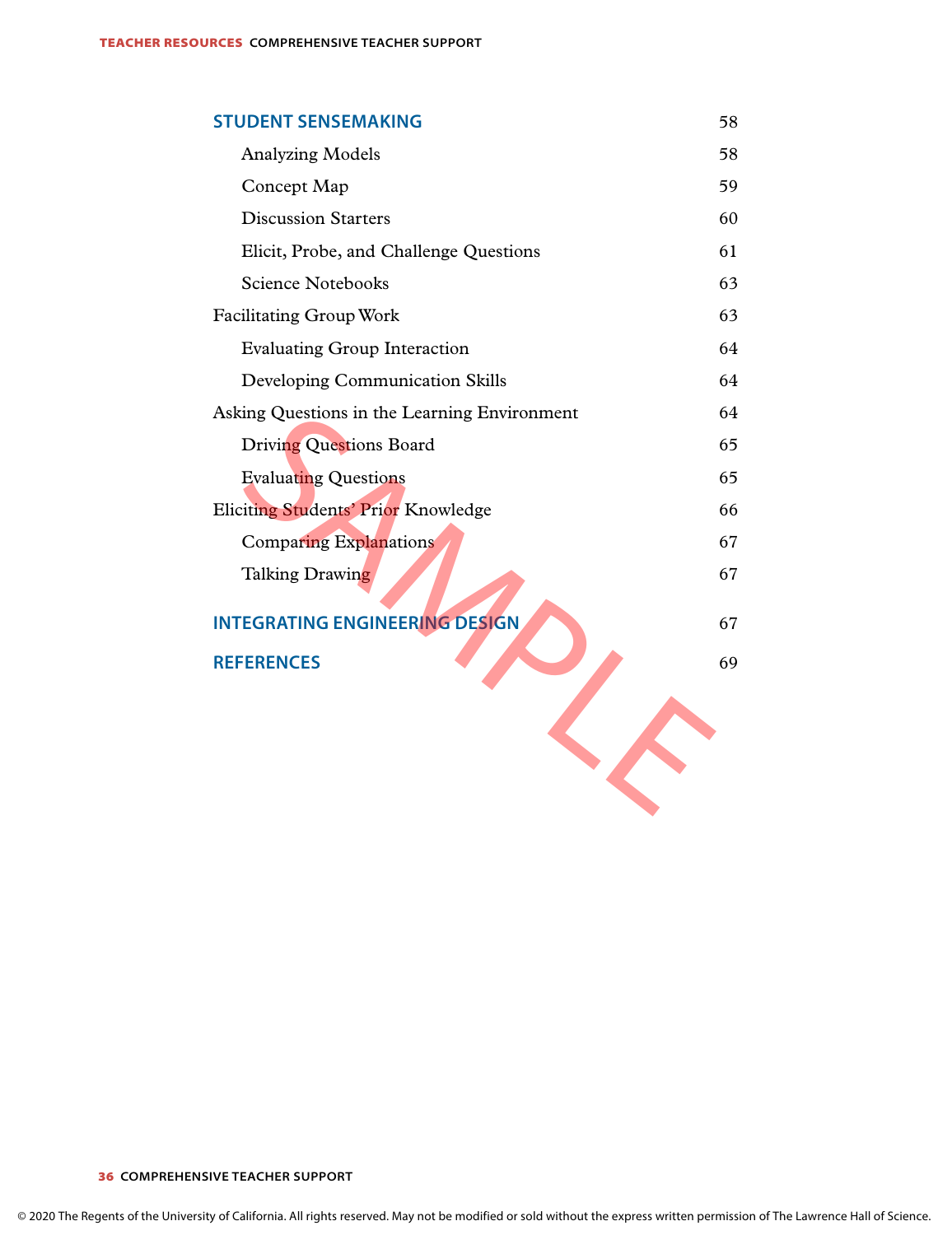| | |
|---|---|
| **STUDENT SENSEMAKING** | 58 |
| Analyzing Models | 58 |
| Concept Map | 59 |
| Discussion Starters | 60 |
| Elicit, Probe, and Challenge Questions | 61 |
| Science Notebooks | 63 |
| Facilitating Group Work | 63 |
| Evaluating Group Interaction | 64 |
| Developing Communication Skills | 64 |
| Asking Questions in the Learning Environment | 64 |
| Driving Questions Board | 65 |
| Evaluating Questions | 65 |
| Eliciting Students' Prior Knowledge | 66 |
| Comparing Explanations | 67 |
| Talking Drawing | 67 |
| **INTEGRATING ENGINEERING DESIGN** | 67 |
| **REFERENCES** | 69 |

© 2020 The Regents of the University of California. All rights reserved. May not be modified or sold without the express written permission of The Lawrence Hall of Science.